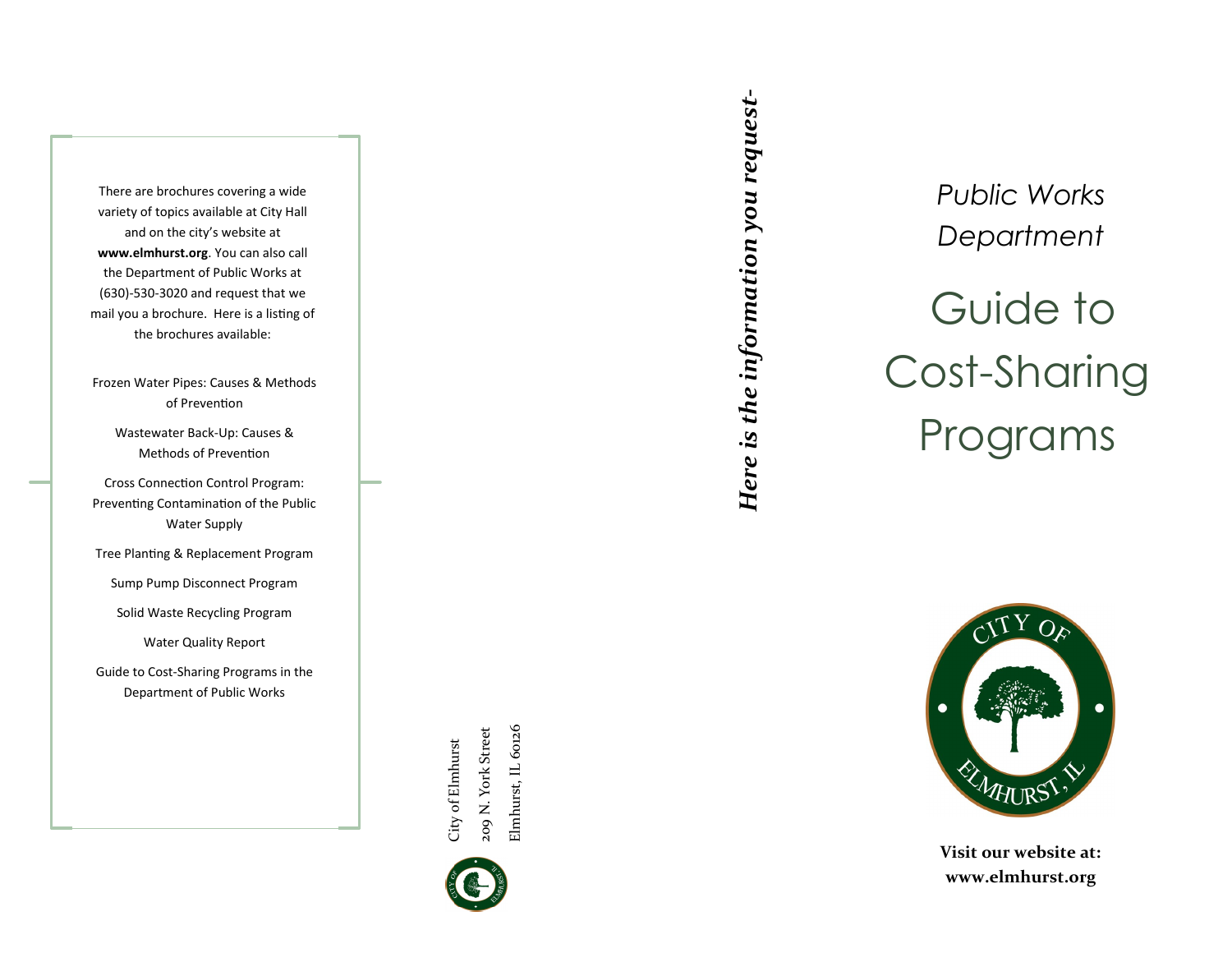There are brochures covering a wide variety of topics available at City Hall and on the city's website at **www.elmhurst.org**. You can also call the Department of Public Works at (630)-530-3020 and request that we mail you a brochure. Here is a listing of the brochures available:

Frozen Water Pipes: Causes & Methods of Prevention

Wastewater Back-Up: Causes & Methods of Prevention

Cross Connection Control Program: Preventing Contamination of the Public Water Supply

Tree Planting & Replacement Program

Sump Pump Disconnect Program

Solid Waste Recycling Program

Water Quality Report

Guide to Cost-Sharing Programs in the Department of Public Works

City of Elmhurst
209 N. York Street
Elmhurst, IL 60126

***Here is the information you request-***

*Public Works Department*

# Guide to Cost-Sharing Programs

CITY OF ELMHURST, IL

**Visit our website at: www.elmhurst.org**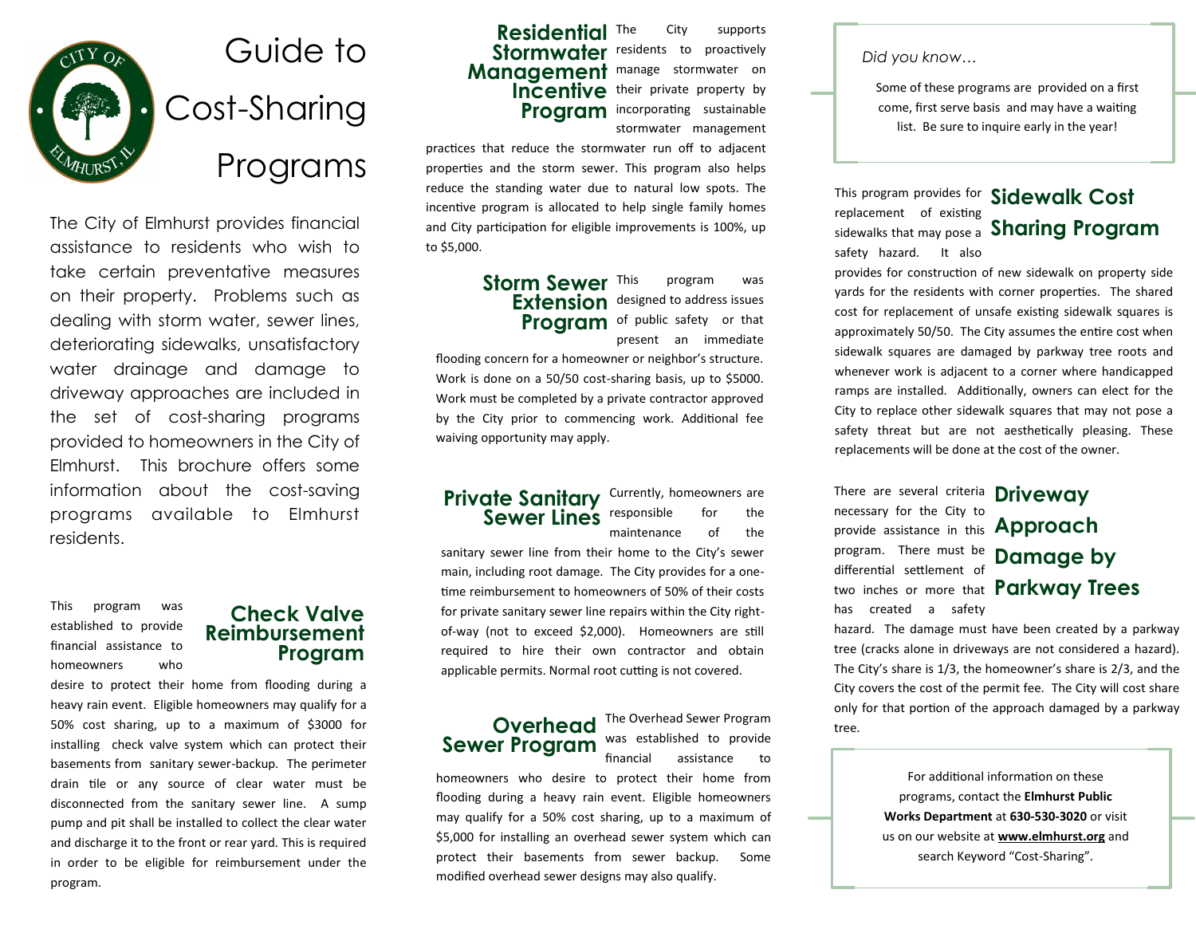# Guide to Cost-Sharing Programs

The City of Elmhurst provides financial assistance to residents who wish to take certain preventative measures on their property. Problems such as dealing with storm water, sewer lines, deteriorating sidewalks, unsatisfactory water drainage and damage to driveway approaches are included in the set of cost-sharing programs provided to homeowners in the City of Elmhurst. This brochure offers some information about the cost-saving programs available to Elmhurst residents.

## Check Valve Reimbursement Program

This program was established to provide financial assistance to homeowners who desire to protect their home from flooding during a heavy rain event. Eligible homeowners may qualify for a 50% cost sharing, up to a maximum of $3000 for installing check valve system which can protect their basements from sanitary sewer-backup. The perimeter drain tile or any source of clear water must be disconnected from the sanitary sewer line. A sump pump and pit shall be installed to collect the clear water and discharge it to the front or rear yard. This is required in order to be eligible for reimbursement under the program.

## Residential Stormwater Management Incentive Program

The City supports residents to proactively manage stormwater on their private property by incorporating sustainable stormwater management practices that reduce the stormwater run off to adjacent properties and the storm sewer. This program also helps reduce the standing water due to natural low spots. The incentive program is allocated to help single family homes and City participation for eligible improvements is 100%, up to $5,000.

## Storm Sewer Extension Program

This program was designed to address issues of public safety or that present an immediate flooding concern for a homeowner or neighbor's structure. Work is done on a 50/50 cost-sharing basis, up to $5000. Work must be completed by a private contractor approved by the City prior to commencing work. Additional fee waiving opportunity may apply.

## Private Sanitary Sewer Lines

Currently, homeowners are responsible for the maintenance of the sanitary sewer line from their home to the City's sewer main, including root damage. The City provides for a one-time reimbursement to homeowners of 50% of their costs for private sanitary sewer line repairs within the City right-of-way (not to exceed $2,000). Homeowners are still required to hire their own contractor and obtain applicable permits. Normal root cutting is not covered.

## Overhead Sewer Program

The Overhead Sewer Program was established to provide financial assistance to homeowners who desire to protect their home from flooding during a heavy rain event. Eligible homeowners may qualify for a 50% cost sharing, up to a maximum of $5,000 for installing an overhead sewer system which can protect their basements from sewer backup. Some modified overhead sewer designs may also qualify.

*Did you know…*

Some of these programs are provided on a first come, first serve basis and may have a waiting list. Be sure to inquire early in the year!

## Sidewalk Cost Sharing Program

This program provides for replacement of existing sidewalks that may pose a safety hazard. It also provides for construction of new sidewalk on property side yards for the residents with corner properties. The shared cost for replacement of unsafe existing sidewalk squares is approximately 50/50. The City assumes the entire cost when sidewalk squares are damaged by parkway tree roots and whenever work is adjacent to a corner where handicapped ramps are installed. Additionally, owners can elect for the City to replace other sidewalk squares that may not pose a safety threat but are not aesthetically pleasing. These replacements will be done at the cost of the owner.

## Driveway Approach Damage by Parkway Trees

There are several criteria necessary for the City to provide assistance in this program. There must be differential settlement of two inches or more that has created a safety hazard. The damage must have been created by a parkway tree (cracks alone in driveways are not considered a hazard). The City's share is 1/3, the homeowner's share is 2/3, and the City covers the cost of the permit fee. The City will cost share only for that portion of the approach damaged by a parkway tree.

For additional information on these programs, contact the **Elmhurst Public Works Department** at **630-530-3020** or visit us on our website at **www.elmhurst.org** and search Keyword "Cost-Sharing".